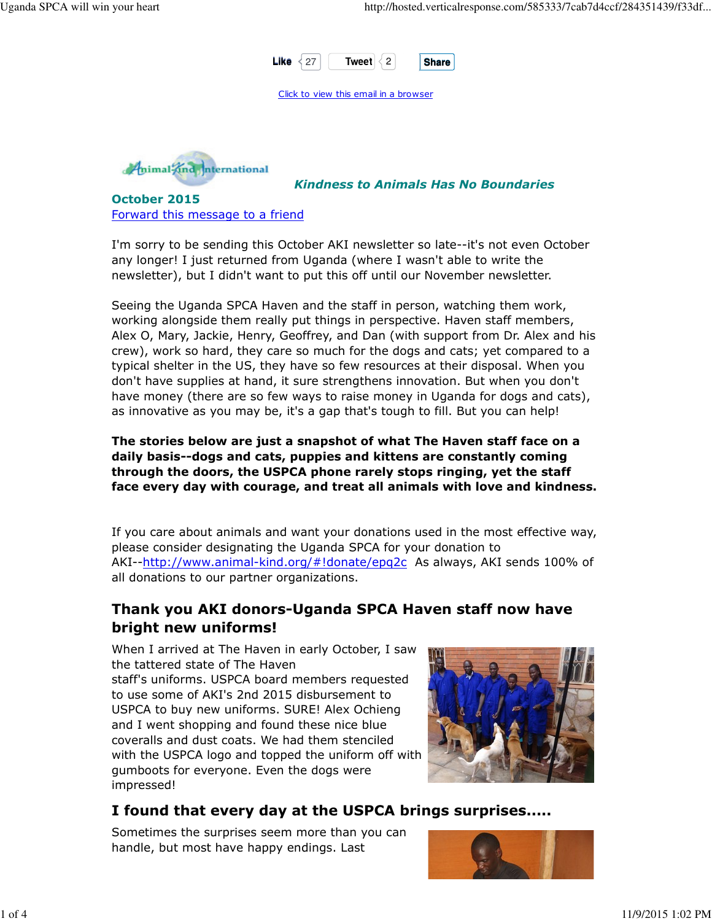Like 27 Tweet 2 Share

Click to view this email in a browser

*Kindness to Animals Has No Boundaries*

**October 2015**

Forward this message to a friend

I'm sorry to be sending this October AKI newsletter so late--it's not even October any longer! I just returned from Uganda (where I wasn't able to write the newsletter), but I didn't want to put this off until our November newsletter.

Seeing the Uganda SPCA Haven and the staff in person, watching them work, working alongside them really put things in perspective. Haven staff members, Alex O, Mary, Jackie, Henry, Geoffrey, and Dan (with support from Dr. Alex and his crew), work so hard, they care so much for the dogs and cats; yet compared to a typical shelter in the US, they have so few resources at their disposal. When you don't have supplies at hand, it sure strengthens innovation. But when you don't have money (there are so few ways to raise money in Uganda for dogs and cats), as innovative as you may be, it's a gap that's tough to fill. But you can help!

**The stories below are just a snapshot of what The Haven staff face on a daily basis--dogs and cats, puppies and kittens are constantly coming through the doors, the USPCA phone rarely stops ringing, yet the staff face every day with courage, and treat all animals with love and kindness.**

If you care about animals and want your donations used in the most effective way, please consider designating the Uganda SPCA for your donation to AKI--http://www.animal-kind.org/#!donate/epq2c As always, AKI sends 100% of all donations to our partner organizations.

## Thank you AKI donors-Uganda SPCA Haven staff now have bright new uniforms!

When I arrived at The Haven in early October, I saw the tattered state of The Haven staff's uniforms. USPCA board members requested to use some of AKI's 2nd 2015 disbursement to USPCA to buy new uniforms. SURE! Alex Ochieng and I went shopping and found these nice blue coveralls and dust coats. We had them stenciled with the USPCA logo and topped the uniform off with gumboots for everyone. Even the dogs were impressed!

## I found that every day at the USPCA brings surprises.....

Sometimes the surprises seem more than you can handle, but most have happy endings. Last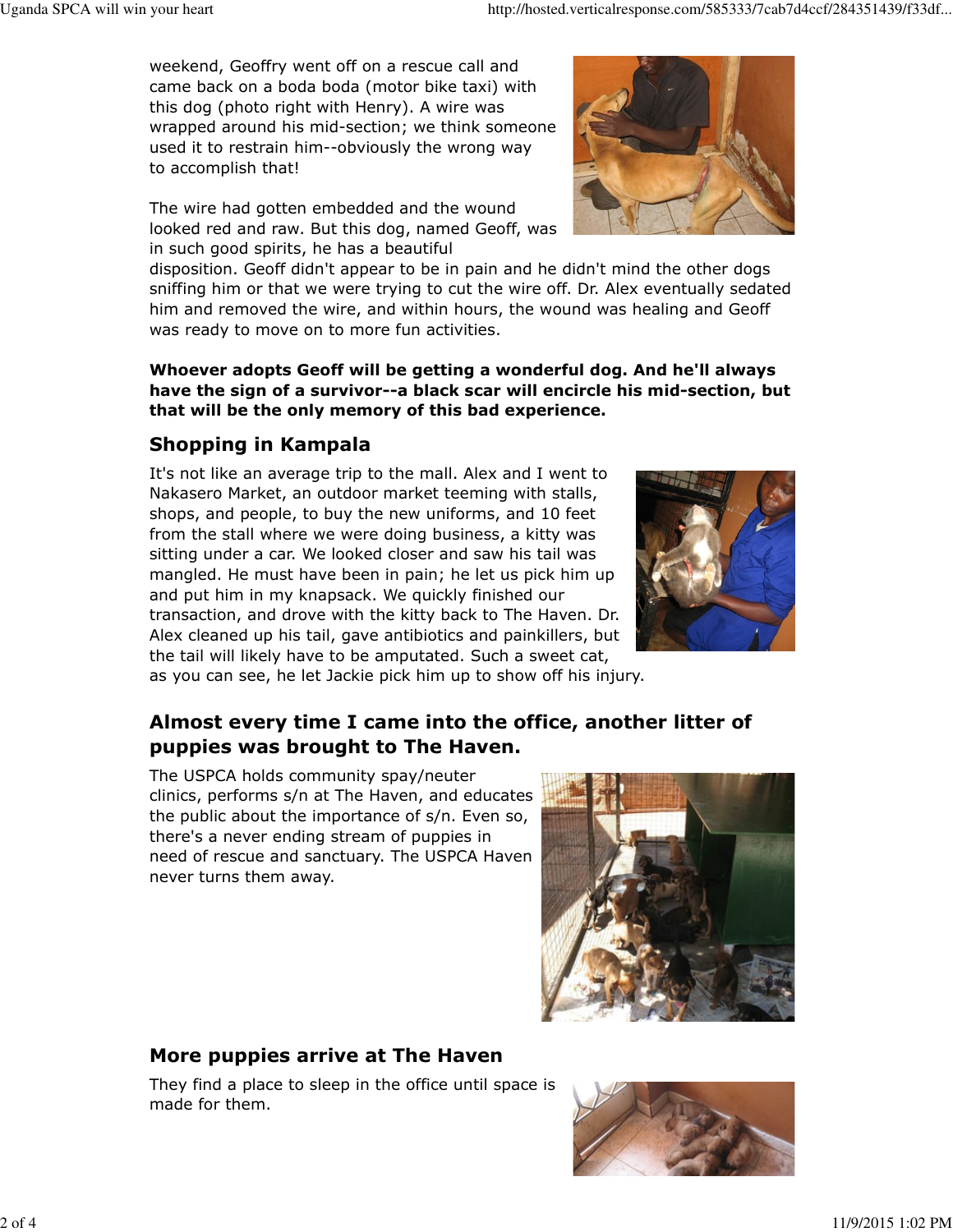weekend, Geoffry went off on a rescue call and came back on a boda boda (motor bike taxi) with this dog (photo right with Henry). A wire was wrapped around his mid-section; we think someone used it to restrain him--obviously the wrong way to accomplish that!

The wire had gotten embedded and the wound looked red and raw. But this dog, named Geoff, was in such good spirits, he has a beautiful disposition. Geoff didn't appear to be in pain and he didn't mind the other dogs sniffing him or that we were trying to cut the wire off. Dr. Alex eventually sedated him and removed the wire, and within hours, the wound was healing and Geoff was ready to move on to more fun activities.

**Whoever adopts Geoff will be getting a wonderful dog. And he'll always have the sign of a survivor--a black scar will encircle his mid-section, but that will be the only memory of this bad experience.**

## Shopping in Kampala

It's not like an average trip to the mall. Alex and I went to Nakasero Market, an outdoor market teeming with stalls, shops, and people, to buy the new uniforms, and 10 feet from the stall where we were doing business, a kitty was sitting under a car. We looked closer and saw his tail was mangled. He must have been in pain; he let us pick him up and put him in my knapsack. We quickly finished our transaction, and drove with the kitty back to The Haven. Dr. Alex cleaned up his tail, gave antibiotics and painkillers, but the tail will likely have to be amputated. Such a sweet cat, as you can see, he let Jackie pick him up to show off his injury.

## Almost every time I came into the office, another litter of puppies was brought to The Haven.

The USPCA holds community spay/neuter clinics, performs s/n at The Haven, and educates the public about the importance of s/n. Even so, there's a never ending stream of puppies in need of rescue and sanctuary. The USPCA Haven never turns them away.

## More puppies arrive at The Haven

They find a place to sleep in the office until space is made for them.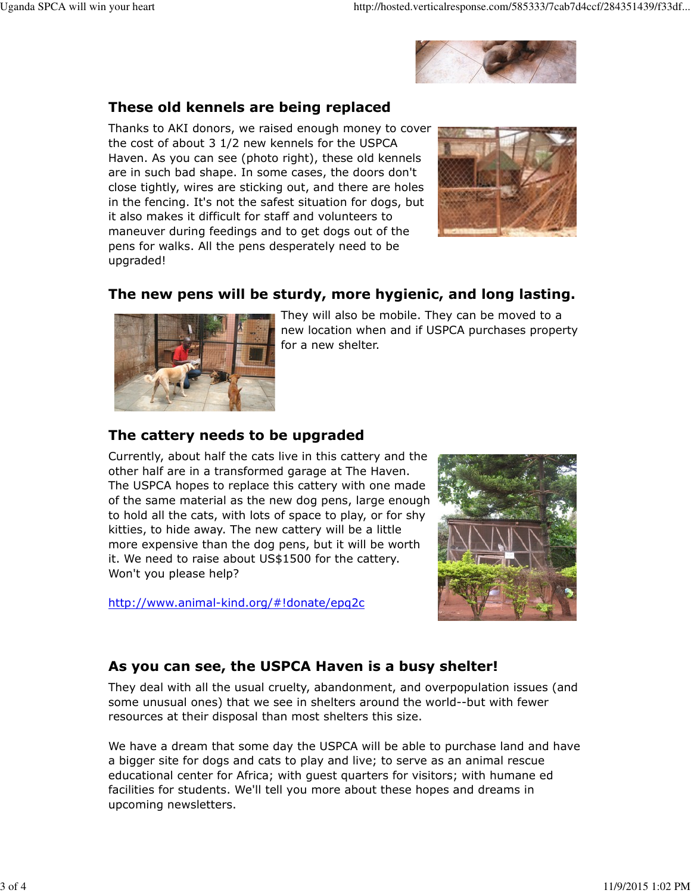## These old kennels are being replaced

Thanks to AKI donors, we raised enough money to cover the cost of about 3 1/2 new kennels for the USPCA Haven. As you can see (photo right), these old kennels are in such bad shape. In some cases, the doors don't close tightly, wires are sticking out, and there are holes in the fencing. It's not the safest situation for dogs, but it also makes it difficult for staff and volunteers to maneuver during feedings and to get dogs out of the pens for walks. All the pens desperately need to be upgraded!

## The new pens will be sturdy, more hygienic, and long lasting.

They will also be mobile. They can be moved to a new location when and if USPCA purchases property for a new shelter.

## The cattery needs to be upgraded

Currently, about half the cats live in this cattery and the other half are in a transformed garage at The Haven. The USPCA hopes to replace this cattery with one made of the same material as the new dog pens, large enough to hold all the cats, with lots of space to play, or for shy kitties, to hide away. The new cattery will be a little more expensive than the dog pens, but it will be worth it. We need to raise about US$1500 for the cattery. Won't you please help?

http://www.animal-kind.org/#!donate/epq2c

## As you can see, the USPCA Haven is a busy shelter!

They deal with all the usual cruelty, abandonment, and overpopulation issues (and some unusual ones) that we see in shelters around the world--but with fewer resources at their disposal than most shelters this size.

We have a dream that some day the USPCA will be able to purchase land and have a bigger site for dogs and cats to play and live; to serve as an animal rescue educational center for Africa; with guest quarters for visitors; with humane ed facilities for students. We'll tell you more about these hopes and dreams in upcoming newsletters.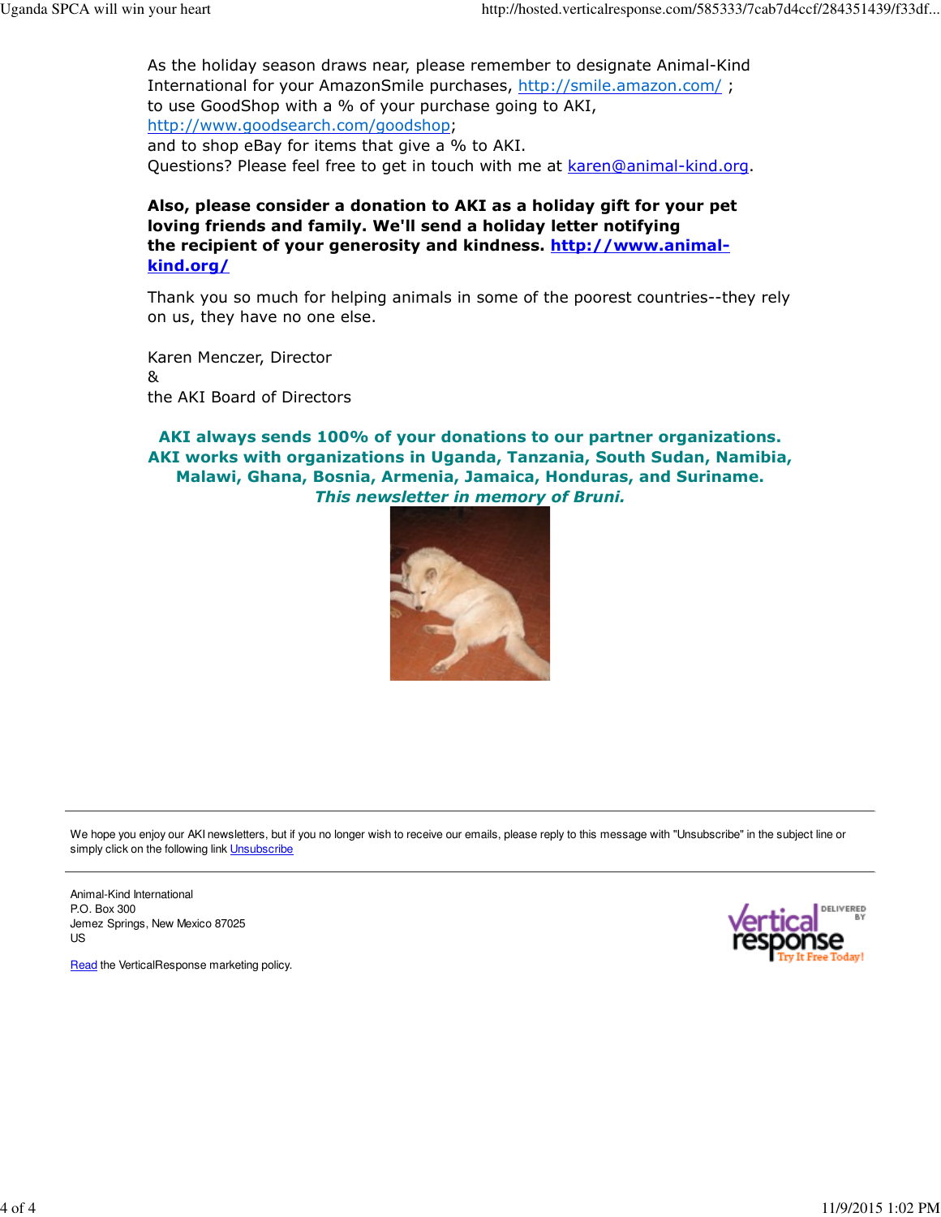As the holiday season draws near, please remember to designate Animal-Kind International for your AmazonSmile purchases, http://smile.amazon.com/ ;
to use GoodShop with a % of your purchase going to AKI,
http://www.goodsearch.com/goodshop;
and to shop eBay for items that give a % to AKI.
Questions? Please feel free to get in touch with me at karen@animal-kind.org.

**Also, please consider a donation to AKI as a holiday gift for your pet loving friends and family. We'll send a holiday letter notifying the recipient of your generosity and kindness. http://www.animal-kind.org/**

Thank you so much for helping animals in some of the poorest countries--they rely on us, they have no one else.

Karen Menczer, Director
&
the AKI Board of Directors

**AKI always sends 100% of your donations to our partner organizations. AKI works with organizations in Uganda, Tanzania, South Sudan, Namibia, Malawi, Ghana, Bosnia, Armenia, Jamaica, Honduras, and Suriname.**
***This newsletter in memory of Bruni.***

---

We hope you enjoy our AKI newsletters, but if you no longer wish to receive our emails, please reply to this message with "Unsubscribe" in the subject line or simply click on the following link Unsubscribe

---

Animal-Kind International
P.O. Box 300
Jemez Springs, New Mexico 87025
US

Read the VerticalResponse marketing policy.

Vertical response DELIVERED BY Try It Free Today!